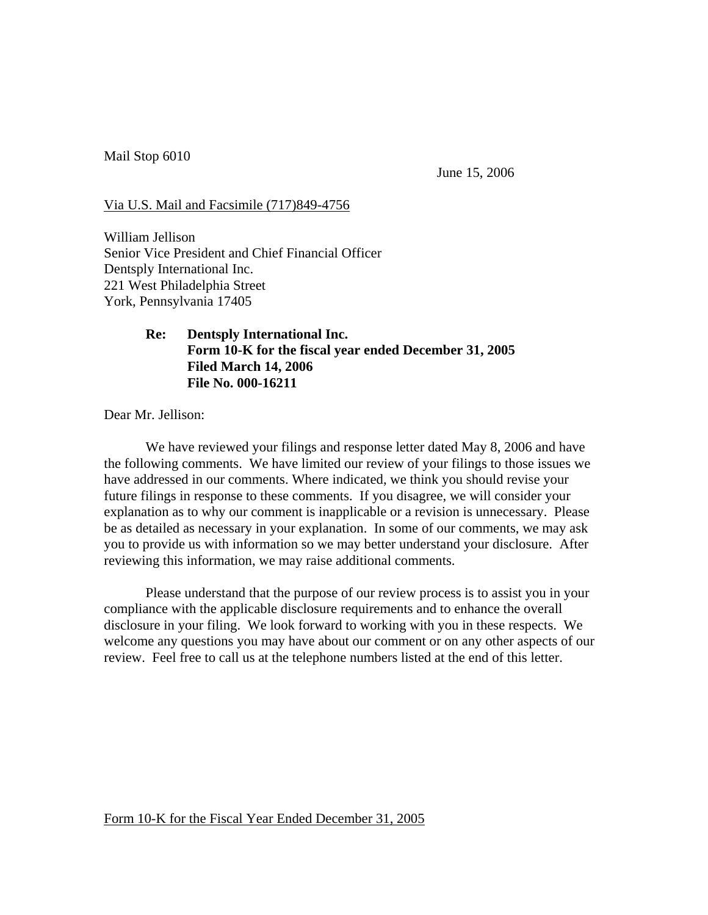Mail Stop 6010

June 15, 2006

Via U.S. Mail and Facsimile (717)849-4756

William Jellison
Senior Vice President and Chief Financial Officer
Dentsply International Inc.
221 West Philadelphia Street
York, Pennsylvania 17405

**Re: Dentsply International Inc.**
**Form 10-K for the fiscal year ended December 31, 2005**
**Filed March 14, 2006**
**File No. 000-16211**

Dear Mr. Jellison:

We have reviewed your filings and response letter dated May 8, 2006 and have the following comments. We have limited our review of your filings to those issues we have addressed in our comments. Where indicated, we think you should revise your future filings in response to these comments. If you disagree, we will consider your explanation as to why our comment is inapplicable or a revision is unnecessary. Please be as detailed as necessary in your explanation. In some of our comments, we may ask you to provide us with information so we may better understand your disclosure. After reviewing this information, we may raise additional comments.

Please understand that the purpose of our review process is to assist you in your compliance with the applicable disclosure requirements and to enhance the overall disclosure in your filing. We look forward to working with you in these respects. We welcome any questions you may have about our comment or on any other aspects of our review. Feel free to call us at the telephone numbers listed at the end of this letter.

Form 10-K for the Fiscal Year Ended December 31, 2005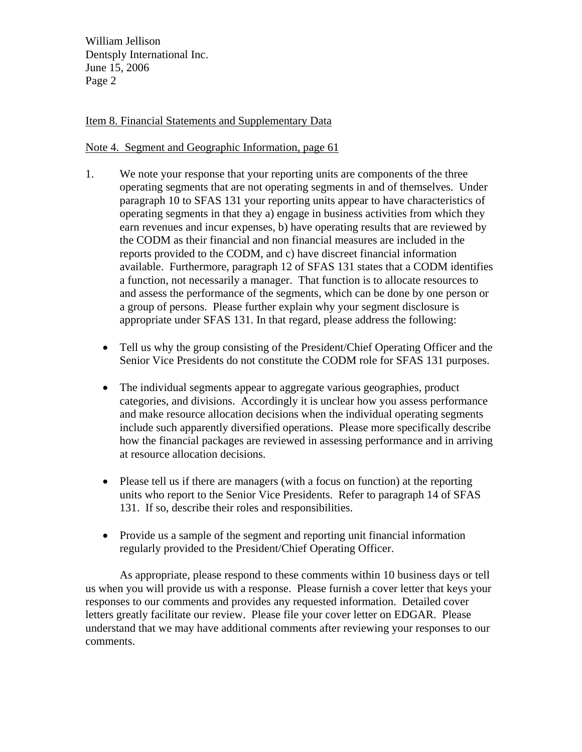Item 8. Financial Statements and Supplementary Data

Note 4. Segment and Geographic Information, page 61

1. We note your response that your reporting units are components of the three operating segments that are not operating segments in and of themselves. Under paragraph 10 to SFAS 131 your reporting units appear to have characteristics of operating segments in that they a) engage in business activities from which they earn revenues and incur expenses, b) have operating results that are reviewed by the CODM as their financial and non financial measures are included in the reports provided to the CODM, and c) have discreet financial information available. Furthermore, paragraph 12 of SFAS 131 states that a CODM identifies a function, not necessarily a manager. That function is to allocate resources to and assess the performance of the segments, which can be done by one person or a group of persons. Please further explain why your segment disclosure is appropriate under SFAS 131. In that regard, please address the following:

   - Tell us why the group consisting of the President/Chief Operating Officer and the Senior Vice Presidents do not constitute the CODM role for SFAS 131 purposes.

   - The individual segments appear to aggregate various geographies, product categories, and divisions. Accordingly it is unclear how you assess performance and make resource allocation decisions when the individual operating segments include such apparently diversified operations. Please more specifically describe how the financial packages are reviewed in assessing performance and in arriving at resource allocation decisions.

   - Please tell us if there are managers (with a focus on function) at the reporting units who report to the Senior Vice Presidents. Refer to paragraph 14 of SFAS 131. If so, describe their roles and responsibilities.

   - Provide us a sample of the segment and reporting unit financial information regularly provided to the President/Chief Operating Officer.

As appropriate, please respond to these comments within 10 business days or tell us when you will provide us with a response. Please furnish a cover letter that keys your responses to our comments and provides any requested information. Detailed cover letters greatly facilitate our review. Please file your cover letter on EDGAR. Please understand that we may have additional comments after reviewing your responses to our comments.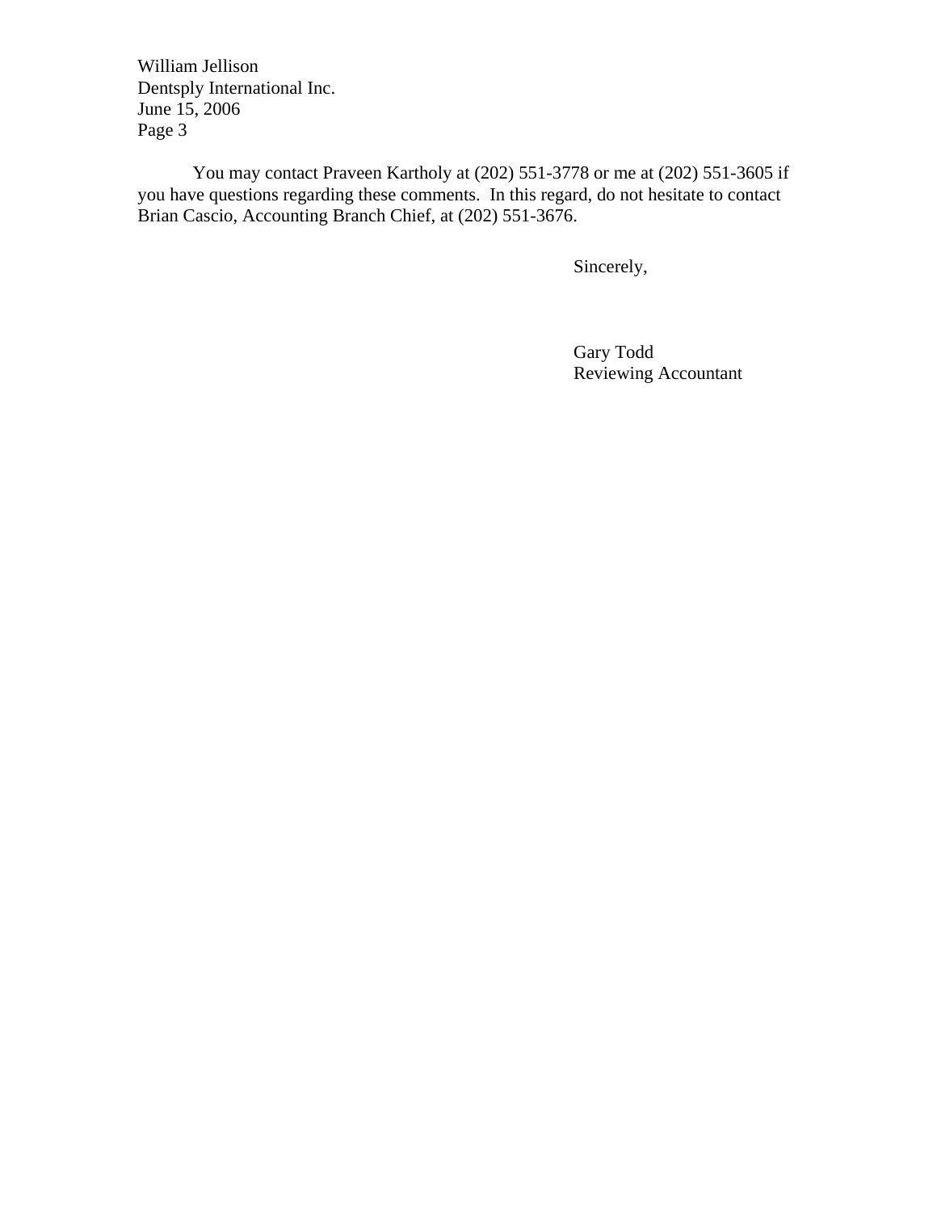You may contact Praveen Kartholy at (202) 551-3778 or me at (202) 551-3605 if you have questions regarding these comments. In this regard, do not hesitate to contact Brian Cascio, Accounting Branch Chief, at (202) 551-3676.

Sincerely,

Gary Todd
Reviewing Accountant